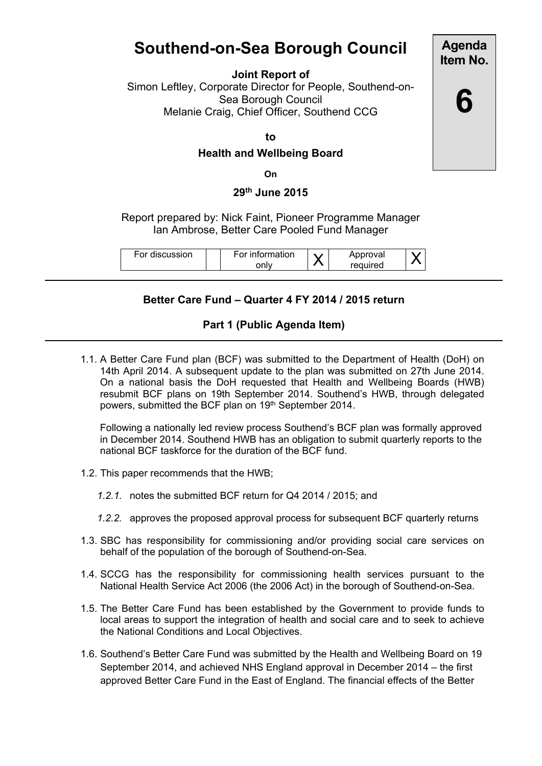# Southend-on-Sea Borough Council

**Agenda Item No.**

**6**

**Joint Report of**

Simon Leftley, Corporate Director for People, Southend-on-Sea Borough Council

Melanie Craig, Chief Officer, Southend CCG

**to**

**Health and Wellbeing Board**

**On**

**29th June 2015**

Report prepared by: Nick Faint, Pioneer Programme Manager

Ian Ambrose, Better Care Pooled Fund Manager

| For discussion | | For information only | X | Approval required | X |
|---|---|---|---|---|---|

**Better Care Fund – Quarter 4 FY 2014 / 2015 return**

**Part 1 (Public Agenda Item)**

1.1. A Better Care Fund plan (BCF) was submitted to the Department of Health (DoH) on 14th April 2014. A subsequent update to the plan was submitted on 27th June 2014. On a national basis the DoH requested that Health and Wellbeing Boards (HWB) resubmit BCF plans on 19th September 2014. Southend's HWB, through delegated powers, submitted the BCF plan on 19th September 2014.

Following a nationally led review process Southend's BCF plan was formally approved in December 2014. Southend HWB has an obligation to submit quarterly reports to the national BCF taskforce for the duration of the BCF fund.

1.2. This paper recommends that the HWB;

*1.2.1.* notes the submitted BCF return for Q4 2014 / 2015; and

*1.2.2.* approves the proposed approval process for subsequent BCF quarterly returns

1.3. SBC has responsibility for commissioning and/or providing social care services on behalf of the population of the borough of Southend-on-Sea.

1.4. SCCG has the responsibility for commissioning health services pursuant to the National Health Service Act 2006 (the 2006 Act) in the borough of Southend-on-Sea.

1.5. The Better Care Fund has been established by the Government to provide funds to local areas to support the integration of health and social care and to seek to achieve the National Conditions and Local Objectives.

1.6. Southend's Better Care Fund was submitted by the Health and Wellbeing Board on 19 September 2014, and achieved NHS England approval in December 2014 – the first approved Better Care Fund in the East of England. The financial effects of the Better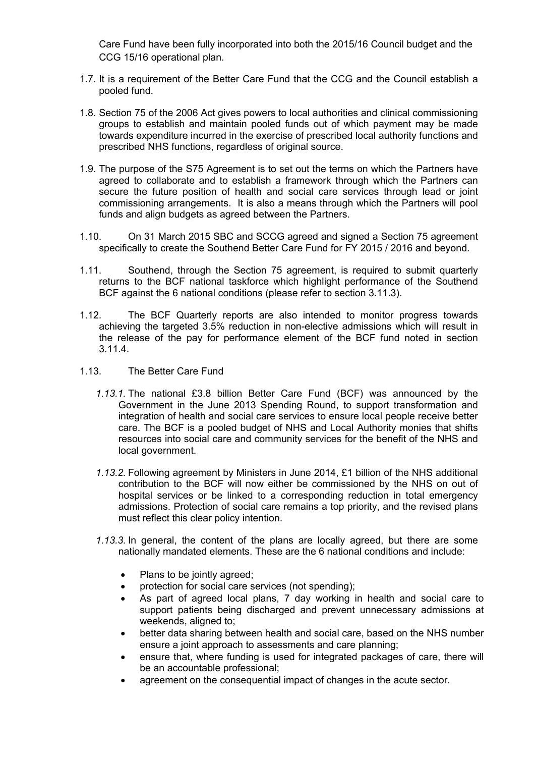Care Fund have been fully incorporated into both the 2015/16 Council budget and the CCG 15/16 operational plan.

1.7. It is a requirement of the Better Care Fund that the CCG and the Council establish a pooled fund.

1.8. Section 75 of the 2006 Act gives powers to local authorities and clinical commissioning groups to establish and maintain pooled funds out of which payment may be made towards expenditure incurred in the exercise of prescribed local authority functions and prescribed NHS functions, regardless of original source.

1.9. The purpose of the S75 Agreement is to set out the terms on which the Partners have agreed to collaborate and to establish a framework through which the Partners can secure the future position of health and social care services through lead or joint commissioning arrangements. It is also a means through which the Partners will pool funds and align budgets as agreed between the Partners.

1.10. On 31 March 2015 SBC and SCCG agreed and signed a Section 75 agreement specifically to create the Southend Better Care Fund for FY 2015 / 2016 and beyond.

1.11. Southend, through the Section 75 agreement, is required to submit quarterly returns to the BCF national taskforce which highlight performance of the Southend BCF against the 6 national conditions (please refer to section 3.11.3).

1.12. The BCF Quarterly reports are also intended to monitor progress towards achieving the targeted 3.5% reduction in non-elective admissions which will result in the release of the pay for performance element of the BCF fund noted in section 3.11.4.

1.13. The Better Care Fund

*1.13.1.* The national £3.8 billion Better Care Fund (BCF) was announced by the Government in the June 2013 Spending Round, to support transformation and integration of health and social care services to ensure local people receive better care. The BCF is a pooled budget of NHS and Local Authority monies that shifts resources into social care and community services for the benefit of the NHS and local government.

*1.13.2.* Following agreement by Ministers in June 2014, £1 billion of the NHS additional contribution to the BCF will now either be commissioned by the NHS on out of hospital services or be linked to a corresponding reduction in total emergency admissions. Protection of social care remains a top priority, and the revised plans must reflect this clear policy intention.

*1.13.3.* In general, the content of the plans are locally agreed, but there are some nationally mandated elements. These are the 6 national conditions and include:

- Plans to be jointly agreed;
- protection for social care services (not spending);
- As part of agreed local plans, 7 day working in health and social care to support patients being discharged and prevent unnecessary admissions at weekends, aligned to;
- better data sharing between health and social care, based on the NHS number ensure a joint approach to assessments and care planning;
- ensure that, where funding is used for integrated packages of care, there will be an accountable professional;
- agreement on the consequential impact of changes in the acute sector.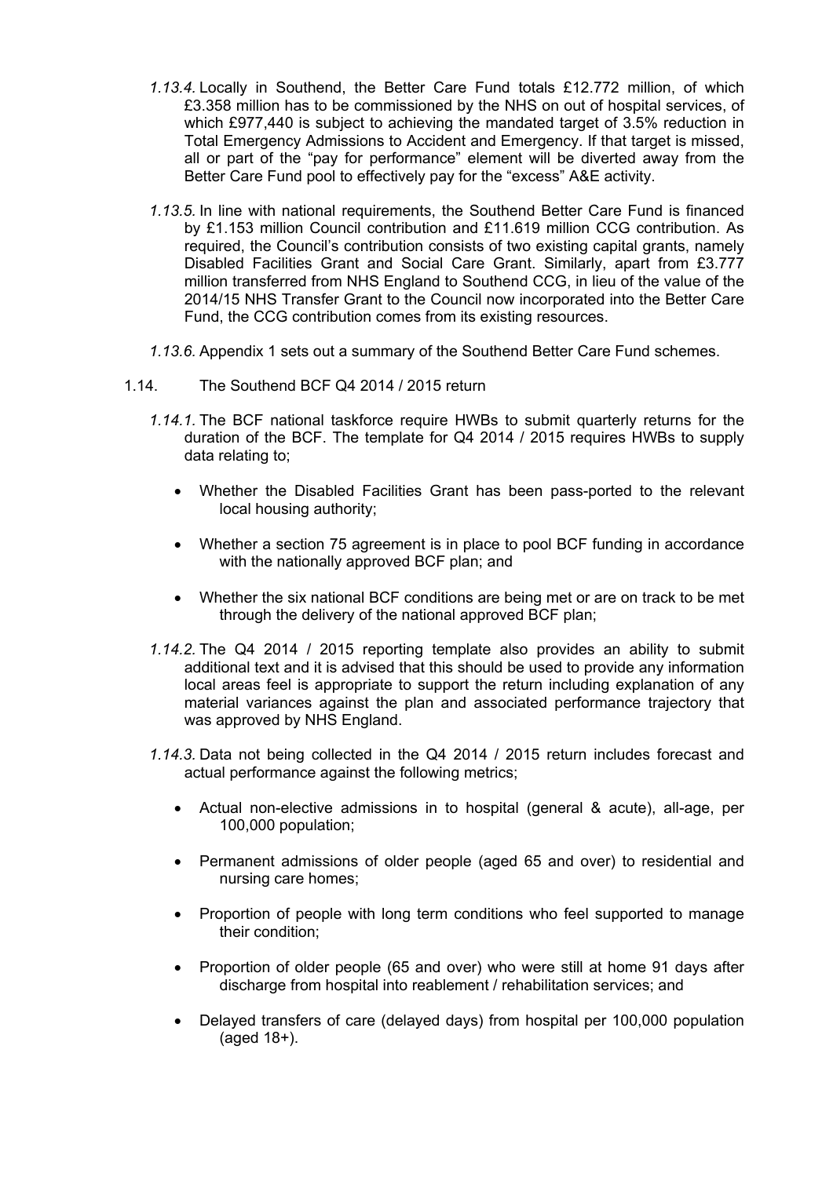*1.13.4.* Locally in Southend, the Better Care Fund totals £12.772 million, of which £3.358 million has to be commissioned by the NHS on out of hospital services, of which £977,440 is subject to achieving the mandated target of 3.5% reduction in Total Emergency Admissions to Accident and Emergency. If that target is missed, all or part of the "pay for performance" element will be diverted away from the Better Care Fund pool to effectively pay for the "excess" A&E activity.

*1.13.5.* In line with national requirements, the Southend Better Care Fund is financed by £1.153 million Council contribution and £11.619 million CCG contribution. As required, the Council's contribution consists of two existing capital grants, namely Disabled Facilities Grant and Social Care Grant. Similarly, apart from £3.777 million transferred from NHS England to Southend CCG, in lieu of the value of the 2014/15 NHS Transfer Grant to the Council now incorporated into the Better Care Fund, the CCG contribution comes from its existing resources.

*1.13.6.* Appendix 1 sets out a summary of the Southend Better Care Fund schemes.

1.14. The Southend BCF Q4 2014 / 2015 return

*1.14.1.* The BCF national taskforce require HWBs to submit quarterly returns for the duration of the BCF. The template for Q4 2014 / 2015 requires HWBs to supply data relating to;

- Whether the Disabled Facilities Grant has been pass-ported to the relevant local housing authority;
- Whether a section 75 agreement is in place to pool BCF funding in accordance with the nationally approved BCF plan; and
- Whether the six national BCF conditions are being met or are on track to be met through the delivery of the national approved BCF plan;

*1.14.2.* The Q4 2014 / 2015 reporting template also provides an ability to submit additional text and it is advised that this should be used to provide any information local areas feel is appropriate to support the return including explanation of any material variances against the plan and associated performance trajectory that was approved by NHS England.

*1.14.3.* Data not being collected in the Q4 2014 / 2015 return includes forecast and actual performance against the following metrics;

- Actual non-elective admissions in to hospital (general & acute), all-age, per 100,000 population;
- Permanent admissions of older people (aged 65 and over) to residential and nursing care homes;
- Proportion of people with long term conditions who feel supported to manage their condition;
- Proportion of older people (65 and over) who were still at home 91 days after discharge from hospital into reablement / rehabilitation services; and
- Delayed transfers of care (delayed days) from hospital per 100,000 population (aged 18+).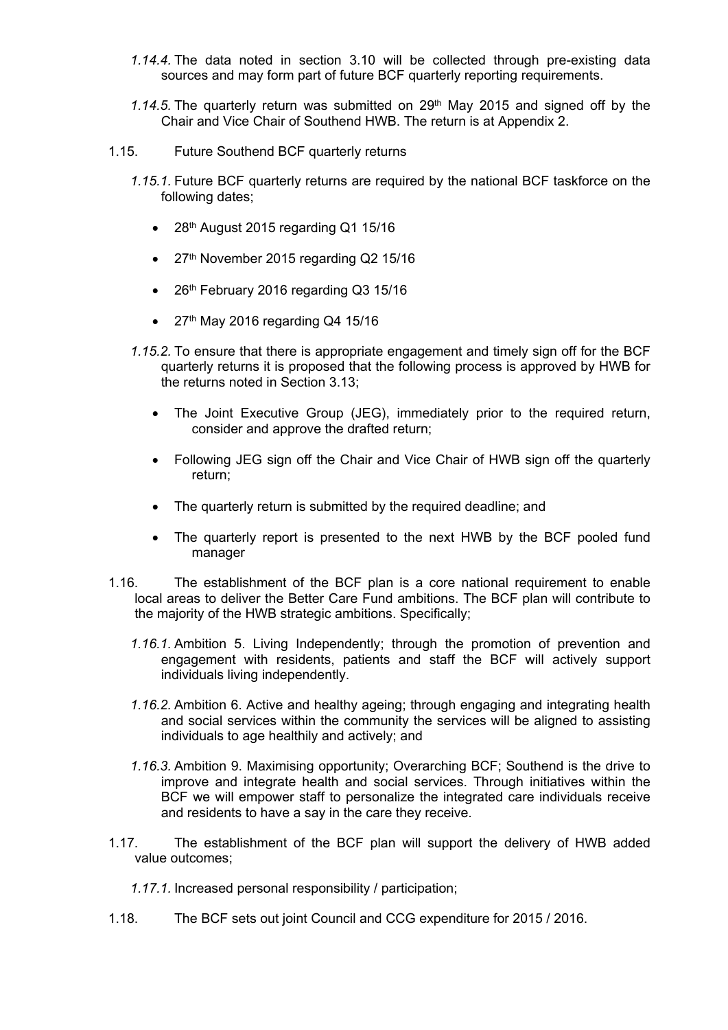*1.14.4.* The data noted in section 3.10 will be collected through pre-existing data sources and may form part of future BCF quarterly reporting requirements.

*1.14.5.* The quarterly return was submitted on 29th May 2015 and signed off by the Chair and Vice Chair of Southend HWB. The return is at Appendix 2.

1.15. Future Southend BCF quarterly returns

*1.15.1.* Future BCF quarterly returns are required by the national BCF taskforce on the following dates;

- 28th August 2015 regarding Q1 15/16
- 27th November 2015 regarding Q2 15/16
- 26th February 2016 regarding Q3 15/16
- 27th May 2016 regarding Q4 15/16

*1.15.2.* To ensure that there is appropriate engagement and timely sign off for the BCF quarterly returns it is proposed that the following process is approved by HWB for the returns noted in Section 3.13;

- The Joint Executive Group (JEG), immediately prior to the required return, consider and approve the drafted return;
- Following JEG sign off the Chair and Vice Chair of HWB sign off the quarterly return;
- The quarterly return is submitted by the required deadline; and
- The quarterly report is presented to the next HWB by the BCF pooled fund manager

1.16. The establishment of the BCF plan is a core national requirement to enable local areas to deliver the Better Care Fund ambitions. The BCF plan will contribute to the majority of the HWB strategic ambitions. Specifically;

*1.16.1.* Ambition 5. Living Independently; through the promotion of prevention and engagement with residents, patients and staff the BCF will actively support individuals living independently.

*1.16.2.* Ambition 6. Active and healthy ageing; through engaging and integrating health and social services within the community the services will be aligned to assisting individuals to age healthily and actively; and

*1.16.3.* Ambition 9. Maximising opportunity; Overarching BCF; Southend is the drive to improve and integrate health and social services. Through initiatives within the BCF we will empower staff to personalize the integrated care individuals receive and residents to have a say in the care they receive.

1.17. The establishment of the BCF plan will support the delivery of HWB added value outcomes;

*1.17.1.* Increased personal responsibility / participation;

1.18. The BCF sets out joint Council and CCG expenditure for 2015 / 2016.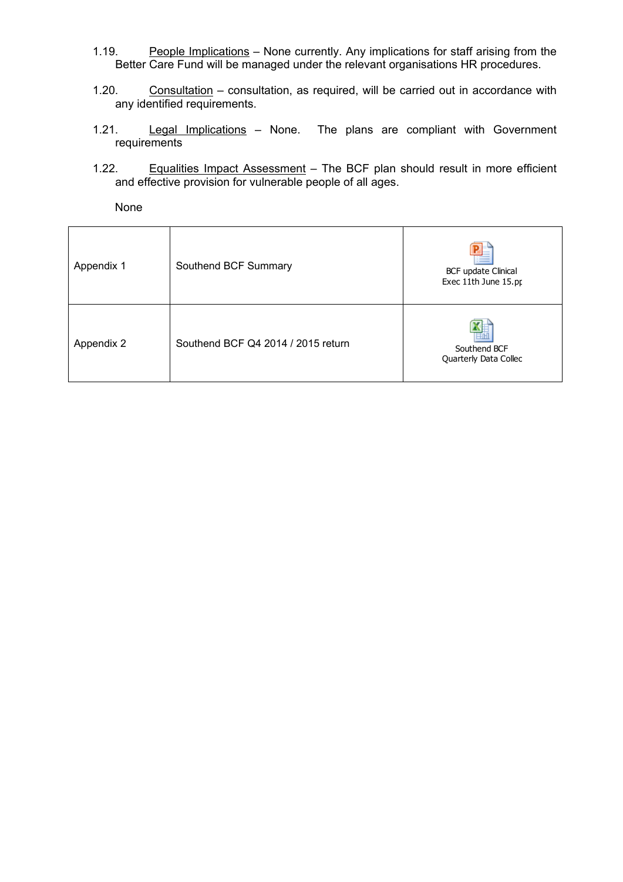1.19. People Implications – None currently. Any implications for staff arising from the Better Care Fund will be managed under the relevant organisations HR procedures.

1.20. Consultation – consultation, as required, will be carried out in accordance with any identified requirements.

1.21. Legal Implications – None. The plans are compliant with Government requirements

1.22. Equalities Impact Assessment – The BCF plan should result in more efficient and effective provision for vulnerable people of all ages.

None

| | | |
|---|---|---|
| Appendix 1 | Southend BCF Summary | BCF update Clinical Exec 11th June 15.pp |
| Appendix 2 | Southend BCF Q4 2014 / 2015 return | Southend BCF Quarterly Data Collec |